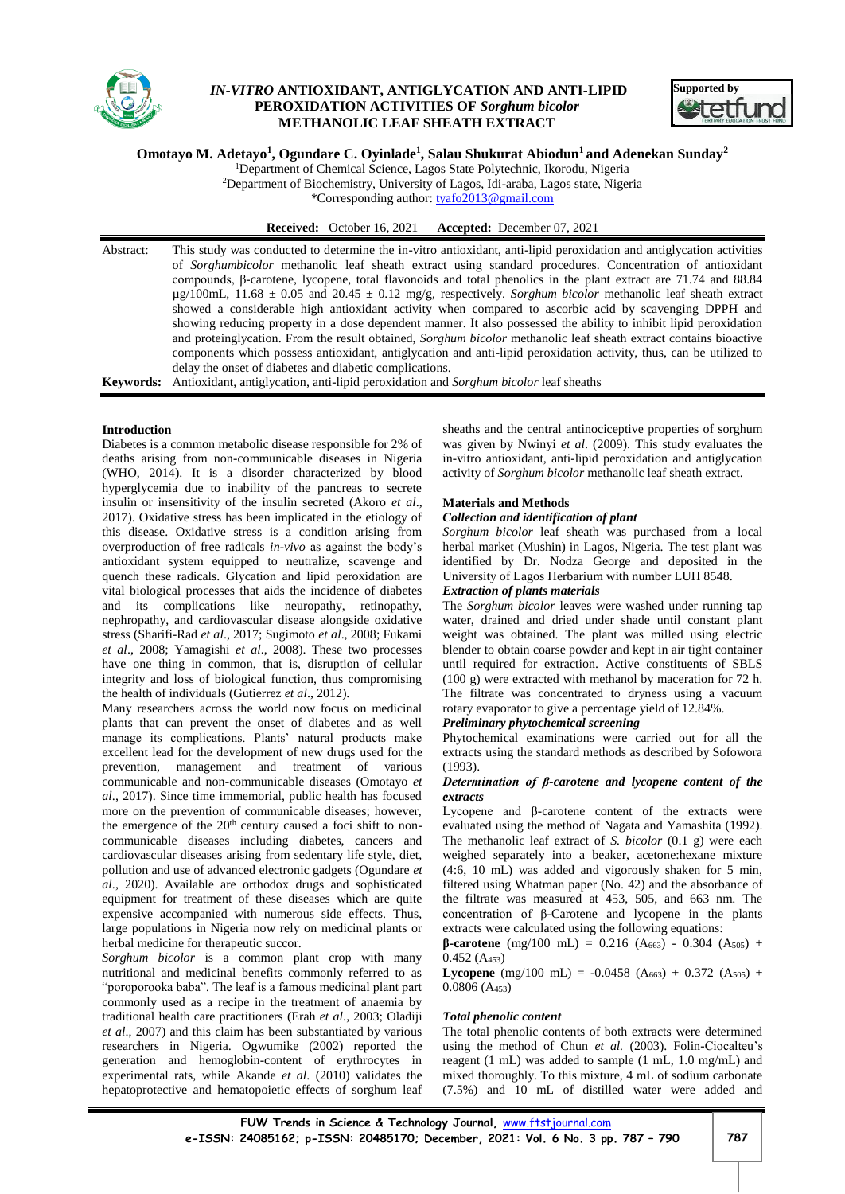# *IN-VITRO* ANTIOXIDANT, ANTIGLYCATION AND ANTI-LIPID PEROXIDATION ACTIVITIES OF *Sorghum bicolor* METHANOLIC LEAF SHEATH EXTRACT

**Omotayo M. Adetayo[1], Ogundare C. Oyinlade[1], Salau Shukurat Abiodun[1] and Adenekan Sunday[2]**

[1]Department of Chemical Science, Lagos State Polytechnic, Ikorodu, Nigeria
[2]Department of Biochemistry, University of Lagos, Idi-araba, Lagos state, Nigeria
*Corresponding author: tyafo2013@gmail.com

**Received:** October 16, 2021 **Accepted:** December 07, 2021

**Abstract:** This study was conducted to determine the in-vitro antioxidant, anti-lipid peroxidation and antiglycation activities of *Sorghumbicolor* methanolic leaf sheath extract using standard procedures. Concentration of antioxidant compounds, β-carotene, lycopene, total flavonoids and total phenolics in the plant extract are 71.74 and 88.84 µg/100mL, 11.68 ± 0.05 and 20.45 ± 0.12 mg/g, respectively. *Sorghum bicolor* methanolic leaf sheath extract showed a considerable high antioxidant activity when compared to ascorbic acid by scavenging DPPH and showing reducing property in a dose dependent manner. It also possessed the ability to inhibit lipid peroxidation and proteinglycation. From the result obtained, *Sorghum bicolor* methanolic leaf sheath extract contains bioactive components which possess antioxidant, antiglycation and anti-lipid peroxidation activity, thus, can be utilized to delay the onset of diabetes and diabetic complications.

**Keywords:** Antioxidant, antiglycation, anti-lipid peroxidation and *Sorghum bicolor* leaf sheaths

## Introduction

Diabetes is a common metabolic disease responsible for 2% of deaths arising from non-communicable diseases in Nigeria (WHO, 2014). It is a disorder characterized by blood hyperglycemia due to inability of the pancreas to secrete insulin or insensitivity of the insulin secreted (Akoro *et al*., 2017). Oxidative stress has been implicated in the etiology of this disease. Oxidative stress is a condition arising from overproduction of free radicals *in-vivo* as against the body's antioxidant system equipped to neutralize, scavenge and quench these radicals. Glycation and lipid peroxidation are vital biological processes that aids the incidence of diabetes and its complications like neuropathy, retinopathy, nephropathy, and cardiovascular disease alongside oxidative stress (Sharifi-Rad *et al*., 2017; Sugimoto *et al*., 2008; Fukami *et al*., 2008; Yamagishi *et al*., 2008). These two processes have one thing in common, that is, disruption of cellular integrity and loss of biological function, thus compromising the health of individuals (Gutierrez *et al*., 2012).

Many researchers across the world now focus on medicinal plants that can prevent the onset of diabetes and as well manage its complications. Plants' natural products make excellent lead for the development of new drugs used for the prevention, management and treatment of various communicable and non-communicable diseases (Omotayo *et al*., 2017). Since time immemorial, public health has focused more on the prevention of communicable diseases; however, the emergence of the 20th century caused a foci shift to non-communicable diseases including diabetes, cancers and cardiovascular diseases arising from sedentary life style, diet, pollution and use of advanced electronic gadgets (Ogundare *et al*., 2020). Available are orthodox drugs and sophisticated equipment for treatment of these diseases which are quite expensive accompanied with numerous side effects. Thus, large populations in Nigeria now rely on medicinal plants or herbal medicine for therapeutic succor.

*Sorghum bicolor* is a common plant crop with many nutritional and medicinal benefits commonly referred to as "poroporooka baba". The leaf is a famous medicinal plant part commonly used as a recipe in the treatment of anaemia by traditional health care practitioners (Erah *et al*., 2003; Oladiji *et al*., 2007) and this claim has been substantiated by various researchers in Nigeria. Ogwumike (2002) reported the generation and hemoglobin-content of erythrocytes in experimental rats, while Akande *et al*. (2010) validates the hepatoprotective and hematopoietic effects of sorghum leaf sheaths and the central antinociceptive properties of sorghum was given by Nwinyi *et al*. (2009). This study evaluates the in-vitro antioxidant, anti-lipid peroxidation and antiglycation activity of *Sorghum bicolor* methanolic leaf sheath extract.

## Materials and Methods

### *Collection and identification of plant*

*Sorghum bicolor* leaf sheath was purchased from a local herbal market (Mushin) in Lagos, Nigeria. The test plant was identified by Dr. Nodza George and deposited in the University of Lagos Herbarium with number LUH 8548.

### *Extraction of plants materials*

The *Sorghum bicolor* leaves were washed under running tap water, drained and dried under shade until constant plant weight was obtained. The plant was milled using electric blender to obtain coarse powder and kept in air tight container until required for extraction. Active constituents of SBLS (100 g) were extracted with methanol by maceration for 72 h. The filtrate was concentrated to dryness using a vacuum rotary evaporator to give a percentage yield of 12.84%.

### *Preliminary phytochemical screening*

Phytochemical examinations were carried out for all the extracts using the standard methods as described by Sofowora (1993).

### *Determination of β-carotene and lycopene content of the extracts*

Lycopene and β-carotene content of the extracts were evaluated using the method of Nagata and Yamashita (1992). The methanolic leaf extract of *S. bicolor* (0.1 g) were each weighed separately into a beaker, acetone:hexane mixture (4:6, 10 mL) was added and vigorously shaken for 5 min, filtered using Whatman paper (No. 42) and the absorbance of the filtrate was measured at 453, 505, and 663 nm. The concentration of β-Carotene and lycopene in the plants extracts were calculated using the following equations:

**β-carotene** (mg/100 mL) = 0.216 ($A_{663}$) - 0.304 ($A_{505}$) + 0.452 ($A_{453}$)

**Lycopene** (mg/100 mL) = -0.0458 ($A_{663}$) + 0.372 ($A_{505}$) + 0.0806 ($A_{453}$)

### *Total phenolic content*

The total phenolic contents of both extracts were determined using the method of Chun *et al.* (2003). Folin-Ciocalteu's reagent (1 mL) was added to sample (1 mL, 1.0 mg/mL) and mixed thoroughly. To this mixture, 4 mL of sodium carbonate (7.5%) and 10 mL of distilled water were added and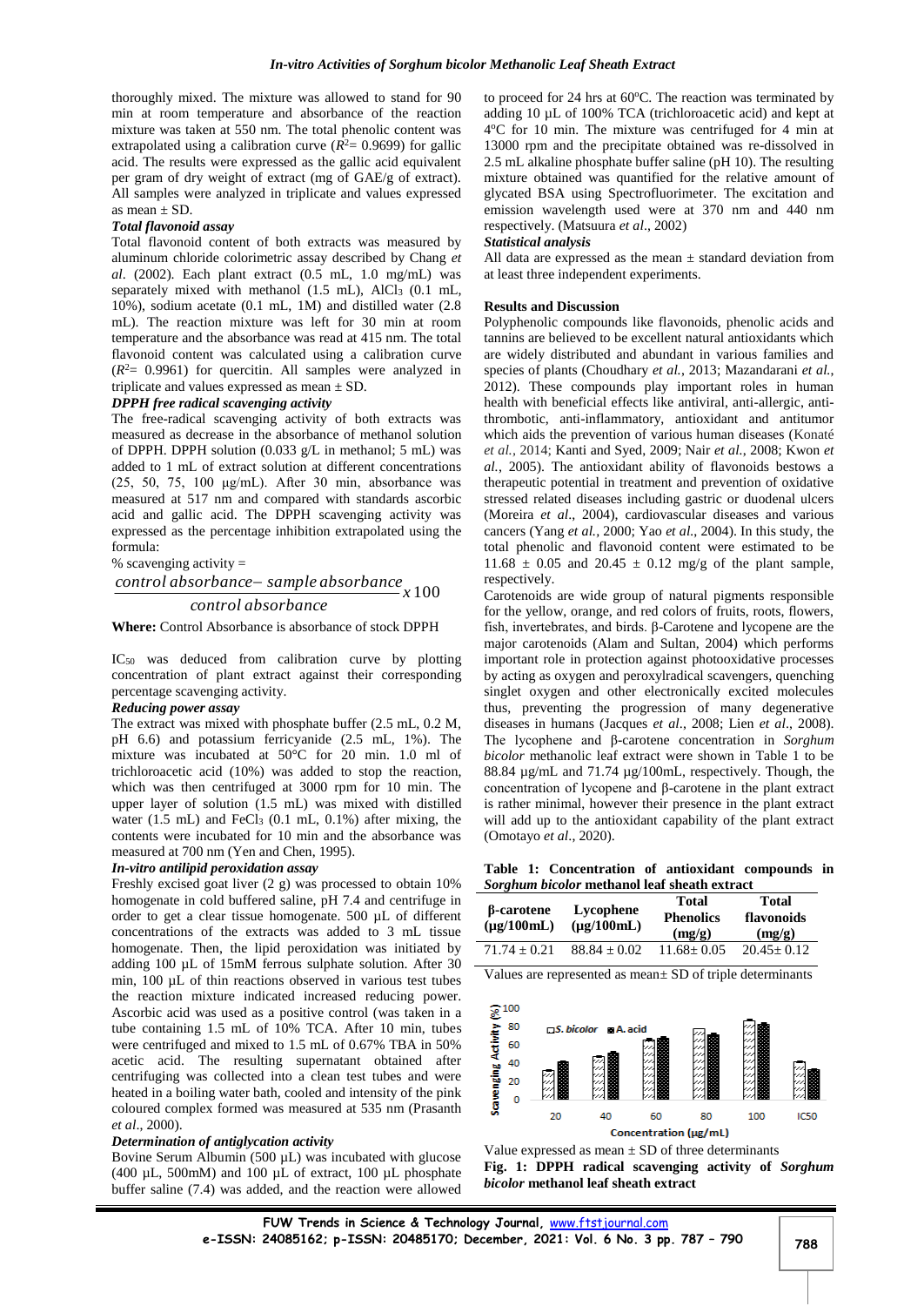thoroughly mixed. The mixture was allowed to stand for 90 min at room temperature and absorbance of the reaction mixture was taken at 550 nm. The total phenolic content was extrapolated using a calibration curve ($R^2$= 0.9699) for gallic acid. The results were expressed as the gallic acid equivalent per gram of dry weight of extract (mg of GAE/g of extract). All samples were analyzed in triplicate and values expressed as mean ± SD.

***Total flavonoid assay***

Total flavonoid content of both extracts was measured by aluminum chloride colorimetric assay described by Chang *et al*. (2002). Each plant extract (0.5 mL, 1.0 mg/mL) was separately mixed with methanol (1.5 mL), $AlCl_3$ (0.1 mL, 10%), sodium acetate (0.1 mL, 1M) and distilled water (2.8 mL). The reaction mixture was left for 30 min at room temperature and the absorbance was read at 415 nm. The total flavonoid content was calculated using a calibration curve ($R^2$= 0.9961) for quercitin. All samples were analyzed in triplicate and values expressed as mean ± SD.

***DPPH free radical scavenging activity***

The free-radical scavenging activity of both extracts was measured as decrease in the absorbance of methanol solution of DPPH. DPPH solution (0.033 g/L in methanol; 5 mL) was added to 1 mL of extract solution at different concentrations (25, 50, 75, 100 µg/mL). After 30 min, absorbance was measured at 517 nm and compared with standards ascorbic acid and gallic acid. The DPPH scavenging activity was expressed as the percentage inhibition extrapolated using the formula:

% scavenging activity =

$$\frac{control\ absorbance - sample\ absorbance}{control\ absorbance} x\,100$$

**Where:** Control Absorbance is absorbance of stock DPPH

$IC_{50}$ was deduced from calibration curve by plotting concentration of plant extract against their corresponding percentage scavenging activity.

***Reducing power assay***

The extract was mixed with phosphate buffer (2.5 mL, 0.2 M, pH 6.6) and potassium ferricyanide (2.5 mL, 1%). The mixture was incubated at 50°C for 20 min. 1.0 ml of trichloroacetic acid (10%) was added to stop the reaction, which was then centrifuged at 3000 rpm for 10 min. The upper layer of solution (1.5 mL) was mixed with distilled water (1.5 mL) and $FeCl_3$ (0.1 mL, 0.1%) after mixing, the contents were incubated for 10 min and the absorbance was measured at 700 nm (Yen and Chen, 1995).

***In-vitro antilipid peroxidation assay***

Freshly excised goat liver (2 g) was processed to obtain 10% homogenate in cold buffered saline, pH 7.4 and centrifuge in order to get a clear tissue homogenate. 500 µL of different concentrations of the extracts was added to 3 mL tissue homogenate. Then, the lipid peroxidation was initiated by adding 100 µL of 15mM ferrous sulphate solution. After 30 min, 100 µL of thin reactions observed in various test tubes the reaction mixture indicated increased reducing power. Ascorbic acid was used as a positive control (was taken in a tube containing 1.5 mL of 10% TCA. After 10 min, tubes were centrifuged and mixed to 1.5 mL of 0.67% TBA in 50% acetic acid. The resulting supernatant obtained after centrifuging was collected into a clean test tubes and were heated in a boiling water bath, cooled and intensity of the pink coloured complex formed was measured at 535 nm (Prasanth *et al*., 2000).

***Determination of antiglycation activity***

Bovine Serum Albumin (500 µL) was incubated with glucose (400 µL, 500mM) and 100 µL of extract, 100 µL phosphate buffer saline (7.4) was added, and the reaction were allowed to proceed for 24 hrs at 60°C. The reaction was terminated by adding 10 µL of 100% TCA (trichloroacetic acid) and kept at 4°C for 10 min. The mixture was centrifuged for 4 min at 13000 rpm and the precipitate obtained was re-dissolved in 2.5 mL alkaline phosphate buffer saline (pH 10). The resulting mixture obtained was quantified for the relative amount of glycated BSA using Spectrofluorimeter. The excitation and emission wavelength used were at 370 nm and 440 nm respectively. (Matsuura *et al*., 2002)

***Statistical analysis***

All data are expressed as the mean ± standard deviation from at least three independent experiments.

## Results and Discussion

Polyphenolic compounds like flavonoids, phenolic acids and tannins are believed to be excellent natural antioxidants which are widely distributed and abundant in various families and species of plants (Choudhary *et al.*, 2013; Mazandarani *et al.*, 2012). These compounds play important roles in human health with beneficial effects like antiviral, anti-allergic, anti-thrombotic, anti-inflammatory, antioxidant and antitumor which aids the prevention of various human diseases (Konaté *et al.*, 2014; Kanti and Syed, 2009; Nair *et al.*, 2008; Kwon *et al.*, 2005). The antioxidant ability of flavonoids bestows a therapeutic potential in treatment and prevention of oxidative stressed related diseases including gastric or duodenal ulcers (Moreira *et al*., 2004), cardiovascular diseases and various cancers (Yang *et al.*, 2000; Yao *et al.*, 2004). In this study, the total phenolic and flavonoid content were estimated to be 11.68 ± 0.05 and 20.45 ± 0.12 mg/g of the plant sample, respectively.

Carotenoids are wide group of natural pigments responsible for the yellow, orange, and red colors of fruits, roots, flowers, fish, invertebrates, and birds. β-Carotene and lycopene are the major carotenoids (Alam and Sultan, 2004) which performs important role in protection against photooxidative processes by acting as oxygen and peroxylradical scavengers, quenching singlet oxygen and other electronically excited molecules thus, preventing the progression of many degenerative diseases in humans (Jacques *et al*., 2008; Lien *et al*., 2008). The lycophene and β-carotene concentration in *Sorghum bicolor* methanolic leaf extract were shown in Table 1 to be 88.84 µg/mL and 71.74 µg/100mL, respectively. Though, the concentration of lycopene and β-carotene in the plant extract is rather minimal, however their presence in the plant extract will add up to the antioxidant capability of the plant extract (Omotayo *et al*., 2020).

**Table 1: Concentration of antioxidant compounds in *Sorghum bicolor* methanol leaf sheath extract**

| β-carotene (µg/100mL) | Lycophene (µg/100mL) | Total Phenolics (mg/g) | Total flavonoids (mg/g) |
|---|---|---|---|
| 71.74 ± 0.21 | 88.84 ± 0.02 | 11.68± 0.05 | 20.45± 0.12 |

Values are represented as mean± SD of triple determinants

Value expressed as mean ± SD of three determinants

**Fig. 1: DPPH radical scavenging activity of *Sorghum bicolor* methanol leaf sheath extract**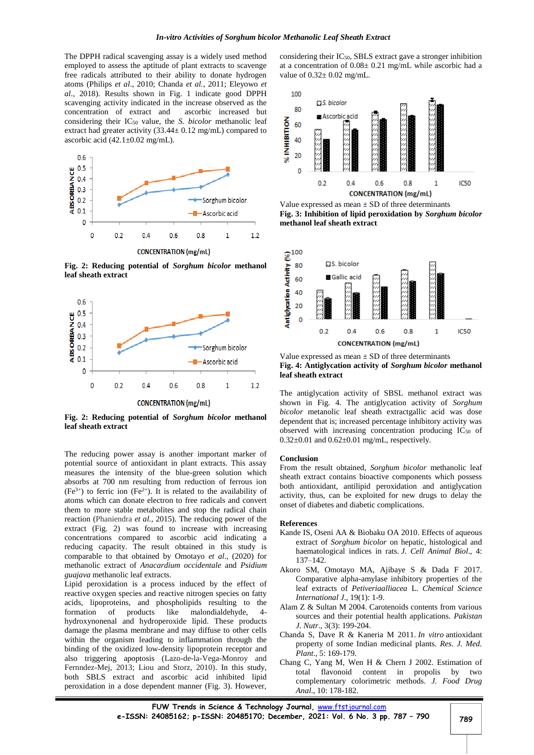The DPPH radical scavenging assay is a widely used method employed to assess the aptitude of plant extracts to scavenge free radicals attributed to their ability to donate hydrogen atoms (Philips *et al*., 2010; Chanda *et al.*, 2011; Eleyowo *et al*., 2018). Results shown in Fig. 1 indicate good DPPH scavenging activity indicated in the increase observed as the concentration of extract and ascorbic increased but considering their $IC_{50}$ value, the *S. bicolor* methanolic leaf extract had greater activity (33.44± 0.12 mg/mL) compared to ascorbic acid (42.1±0.02 mg/mL).

**Fig. 2: Reducing potential of *Sorghum bicolor* methanol leaf sheath extract**

**Fig. 2: Reducing potential of *Sorghum bicolor* methanol leaf sheath extract**

The reducing power assay is another important marker of potential source of antioxidant in plant extracts. This assay measures the intensity of the blue-green solution which absorbs at 700 nm resulting from reduction of ferrous ion ($Fe^{3+}$) to ferric ion ($Fe^{2+}$). It is related to the availability of atoms which can donate electron to free radicals and convert them to more stable metabolites and stop the radical chain reaction (Phaniendra *et al.*, 2015). The reducing power of the extract (Fig. 2) was found to increase with increasing concentrations compared to ascorbic acid indicating a reducing capacity. The result obtained in this study is comparable to that obtained by Omotayo *et al*., (2020) for methanolic extract of *Anacardium occidentale* and *Psidium guajava* methanolic leaf extracts.

Lipid peroxidation is a process induced by the effect of reactive oxygen species and reactive nitrogen species on fatty acids, lipoproteins, and phospholipids resulting to the formation of products like malondialdehyde, 4-hydroxynonenal and hydroperoxide lipid. These products damage the plasma membrane and may diffuse to other cells within the organism leading to inflammation through the binding of the oxidized low-density lipoprotein receptor and also triggering apoptosis (Lazo-de-la-Vega-Monroy and Fernndez-Mej, 2013; Liou and Storz, 2010). In this study, both SBLS extract and ascorbic acid inhibited lipid peroxidation in a dose dependent manner (Fig. 3). However, considering their $IC_{50}$, SBLS extract gave a stronger inhibition at a concentration of 0.08± 0.21 mg/mL while ascorbic had a value of 0.32± 0.02 mg/mL.

Value expressed as mean ± SD of three determinants

**Fig. 3: Inhibition of lipid peroxidation by *Sorghum bicolor* methanol leaf sheath extract**

Value expressed as mean ± SD of three determinants

**Fig. 4: Antiglycation activity of *Sorghum bicolor* methanol leaf sheath extract**

The antiglycation activity of SBSL methanol extract was shown in Fig. 4. The antiglycation activity of *Sorghum bicolor* metanolic leaf sheath extractgallic acid was dose dependent that is; increased percentage inhibitory activity was observed with increasing concentration producing $IC_{50}$ of 0.32±0.01 and 0.62±0.01 mg/mL, respectively.

## Conclusion

From the result obtained, *Sorghum bicolor* methanolic leaf sheath extract contains bioactive components which possess both antioxidant, antilipid peroxidation and antiglycation activity, thus, can be exploited for new drugs to delay the onset of diabetes and diabetic complications.

## References

Kande IS, Oseni AA & Biobaku OA 2010. Effects of aqueous extract of *Sorghum bicolor* on hepatic, histological and haematological indices in rats. *J. Cell Animal Biol*., 4: 137–142.

Akoro SM, Omotayo MA, Ajibaye S & Dada F 2017. Comparative alpha-amylase inhibitory properties of the leaf extracts of *Petiveriaalliacea* L. *Chemical Science International J*., 19(1): 1-9.

Alam Z & Sultan M 2004. Carotenoids contents from various sources and their potential health applications. *Pakistan J. Nutr*., 3(3): 199-204.

Chanda S, Dave R & Kaneria M 2011. *In vitro* antioxidant property of some Indian medicinal plants. *Res. J. Med. Plant*., 5: 169-179.

Chang C, Yang M, Wen H & Chern J 2002. Estimation of total flavonoid content in propolis by two complementary colorimetric methods. *J. Food Drug Anal*., 10: 178-182.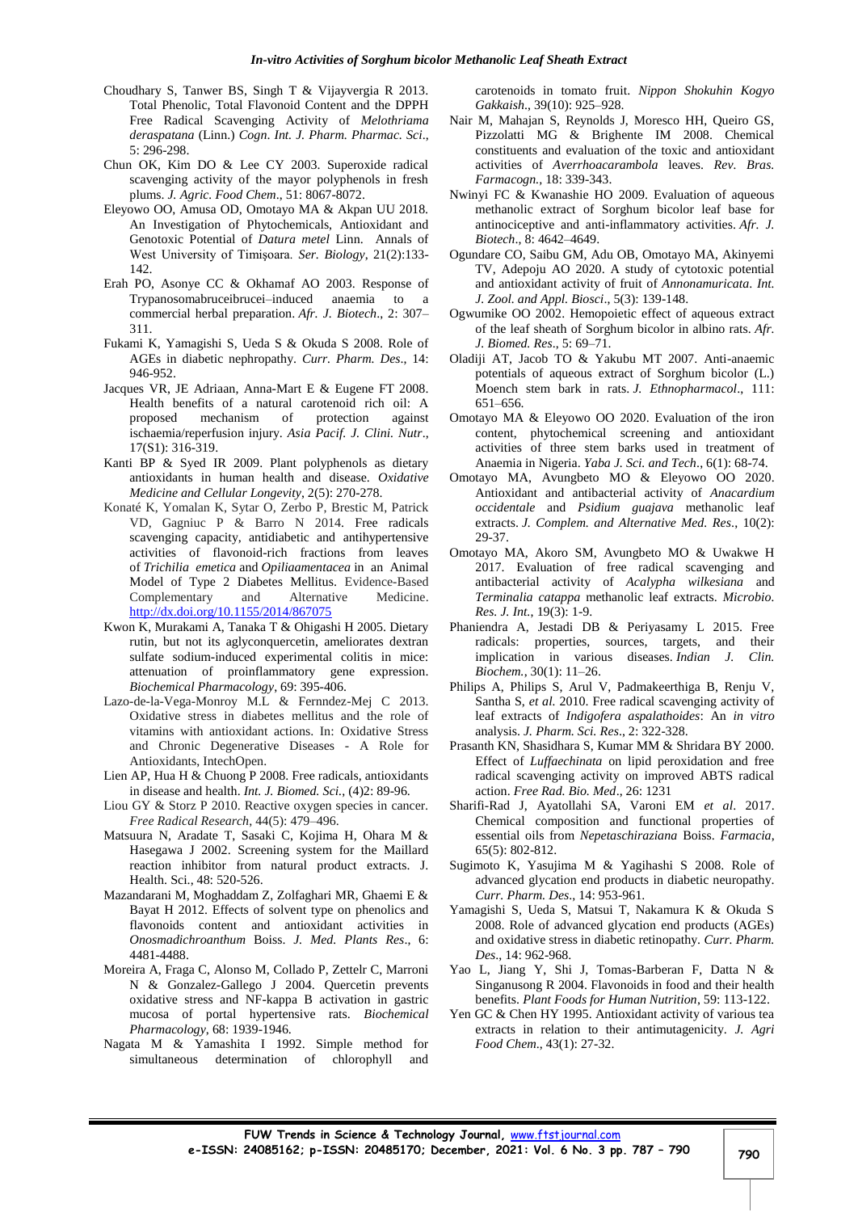Choudhary S, Tanwer BS, Singh T & Vijayvergia R 2013. Total Phenolic, Total Flavonoid Content and the DPPH Free Radical Scavenging Activity of *Melothriama deraspatana* (Linn.) *Cogn*. *Int. J. Pharm. Pharmac. Sci*., 5: 296-298.

Chun OK, Kim DO & Lee CY 2003. Superoxide radical scavenging activity of the mayor polyphenols in fresh plums. *J. Agric. Food Chem*., 51: 8067-8072.

Eleyowo OO, Amusa OD, Omotayo MA & Akpan UU 2018. An Investigation of Phytochemicals, Antioxidant and Genotoxic Potential of *Datura metel* Linn. Annals of West University of Timişoara. *Ser. Biology*, 21(2):133-142.

Erah PO, Asonye CC & Okhamaf AO 2003. Response of Trypanosomabruceibrucei–induced anaemia to a commercial herbal preparation. *Afr. J. Biotech*., 2: 307–311.

Fukami K, Yamagishi S, Ueda S & Okuda S 2008. Role of AGEs in diabetic nephropathy. *Curr. Pharm. Des*., 14: 946-952.

Jacques VR, JE Adriaan, Anna-Mart E & Eugene FT 2008. Health benefits of a natural carotenoid rich oil: A proposed mechanism of protection against ischaemia/reperfusion injury. *Asia Pacif. J. Clini. Nutr*., 17(S1): 316-319.

Kanti BP & Syed IR 2009. Plant polyphenols as dietary antioxidants in human health and disease. *Oxidative Medicine and Cellular Longevity*, 2(5): 270-278.

Konaté K, Yomalan K, Sytar O, Zerbo P, Brestic M, Patrick VD, Gagniuc P & Barro N 2014. Free radicals scavenging capacity, antidiabetic and antihypertensive activities of flavonoid-rich fractions from leaves of *Trichilia emetica* and *Opiliaamentacea* in an Animal Model of Type 2 Diabetes Mellitus. Evidence-Based Complementary and Alternative Medicine. http://dx.doi.org/10.1155/2014/867075

Kwon K, Murakami A, Tanaka T & Ohigashi H 2005. Dietary rutin, but not its aglyconquercetin, ameliorates dextran sulfate sodium-induced experimental colitis in mice: attenuation of proinflammatory gene expression. *Biochemical Pharmacology*, 69: 395-406.

Lazo-de-la-Vega-Monroy M.L & Fernndez-Mej C 2013. Oxidative stress in diabetes mellitus and the role of vitamins with antioxidant actions. In: Oxidative Stress and Chronic Degenerative Diseases - A Role for Antioxidants, IntechOpen.

Lien AP, Hua H & Chuong P 2008. Free radicals, antioxidants in disease and health. *Int. J. Biomed. Sci*., (4)2: 89-96.

Liou GY & Storz P 2010. Reactive oxygen species in cancer. *Free Radical Research*, 44(5): 479–496.

Matsuura N, Aradate T, Sasaki C, Kojima H, Ohara M & Hasegawa J 2002. Screening system for the Maillard reaction inhibitor from natural product extracts. J. Health. Sci., 48: 520-526.

Mazandarani M, Moghaddam Z, Zolfaghari MR, Ghaemi E & Bayat H 2012. Effects of solvent type on phenolics and flavonoids content and antioxidant activities in *Onosmadichroanthum* Boiss. *J. Med. Plants Res*., 6: 4481-4488.

Moreira A, Fraga C, Alonso M, Collado P, Zettelr C, Marroni N & Gonzalez-Gallego J 2004. Quercetin prevents oxidative stress and NF-kappa B activation in gastric mucosa of portal hypertensive rats. *Biochemical Pharmacology*, 68: 1939-1946.

Nagata M & Yamashita I 1992. Simple method for simultaneous determination of chlorophyll and carotenoids in tomato fruit. *Nippon Shokuhin Kogyo Gakkaish*., 39(10): 925–928.

Nair M, Mahajan S, Reynolds J, Moresco HH, Queiro GS, Pizzolatti MG & Brighente IM 2008. Chemical constituents and evaluation of the toxic and antioxidant activities of *Averrhoacarambola* leaves. *Rev. Bras. Farmacogn.*, 18: 339-343.

Nwinyi FC & Kwanashie HO 2009. Evaluation of aqueous methanolic extract of Sorghum bicolor leaf base for antinociceptive and anti-inflammatory activities. *Afr. J. Biotech*., 8: 4642–4649.

Ogundare CO, Saibu GM, Adu OB, Omotayo MA, Akinyemi TV, Adepoju AO 2020. A study of cytotoxic potential and antioxidant activity of fruit of *Annonamuricata*. *Int. J. Zool. and Appl. Biosci*., 5(3): 139-148.

Ogwumike OO 2002. Hemopoietic effect of aqueous extract of the leaf sheath of Sorghum bicolor in albino rats. *Afr. J. Biomed. Res*., 5: 69–71.

Oladiji AT, Jacob TO & Yakubu MT 2007. Anti-anaemic potentials of aqueous extract of Sorghum bicolor (L.) Moench stem bark in rats. *J. Ethnopharmacol*., 111: 651–656.

Omotayo MA & Eleyowo OO 2020. Evaluation of the iron content, phytochemical screening and antioxidant activities of three stem barks used in treatment of Anaemia in Nigeria. *Yaba J. Sci. and Tech*., 6(1): 68-74.

Omotayo MA, Avungbeto MO & Eleyowo OO 2020. Antioxidant and antibacterial activity of *Anacardium occidentale* and *Psidium guajava* methanolic leaf extracts. *J. Complem. and Alternative Med. Res*., 10(2): 29-37.

Omotayo MA, Akoro SM, Avungbeto MO & Uwakwe H 2017. Evaluation of free radical scavenging and antibacterial activity of *Acalypha wilkesiana* and *Terminalia catappa* methanolic leaf extracts. *Microbio. Res. J. Int.*, 19(3): 1-9.

Phaniendra A, Jestadi DB & Periyasamy L 2015. Free radicals: properties, sources, targets, and their implication in various diseases. *Indian J. Clin. Biochem.*, 30(1): 11–26.

Philips A, Philips S, Arul V, Padmakeerthiga B, Renju V, Santha S, *et al.* 2010. Free radical scavenging activity of leaf extracts of *Indigofera aspalathoides*: An *in vitro* analysis. *J. Pharm. Sci. Res*., 2: 322-328.

Prasanth KN, Shasidhara S, Kumar MM & Shridara BY 2000. Effect of *Luffaechinata* on lipid peroxidation and free radical scavenging activity on improved ABTS radical action. *Free Rad. Bio. Med*., 26: 1231

Sharifi-Rad J, Ayatollahi SA, Varoni EM *et al*. 2017. Chemical composition and functional properties of essential oils from *Nepetaschiraziana* Boiss. *Farmacia*, 65(5): 802-812.

Sugimoto K, Yasujima M & Yagihashi S 2008. Role of advanced glycation end products in diabetic neuropathy. *Curr. Pharm. Des*., 14: 953-961.

Yamagishi S, Ueda S, Matsui T, Nakamura K & Okuda S 2008. Role of advanced glycation end products (AGEs) and oxidative stress in diabetic retinopathy. *Curr. Pharm. Des*., 14: 962-968.

Yao L, Jiang Y, Shi J, Tomas-Barberan F, Datta N & Singanusong R 2004. Flavonoids in food and their health benefits. *Plant Foods for Human Nutrition*, 59: 113-122.

Yen GC & Chen HY 1995. Antioxidant activity of various tea extracts in relation to their antimutagenicity. *J. Agri Food Chem*., 43(1): 27-32.